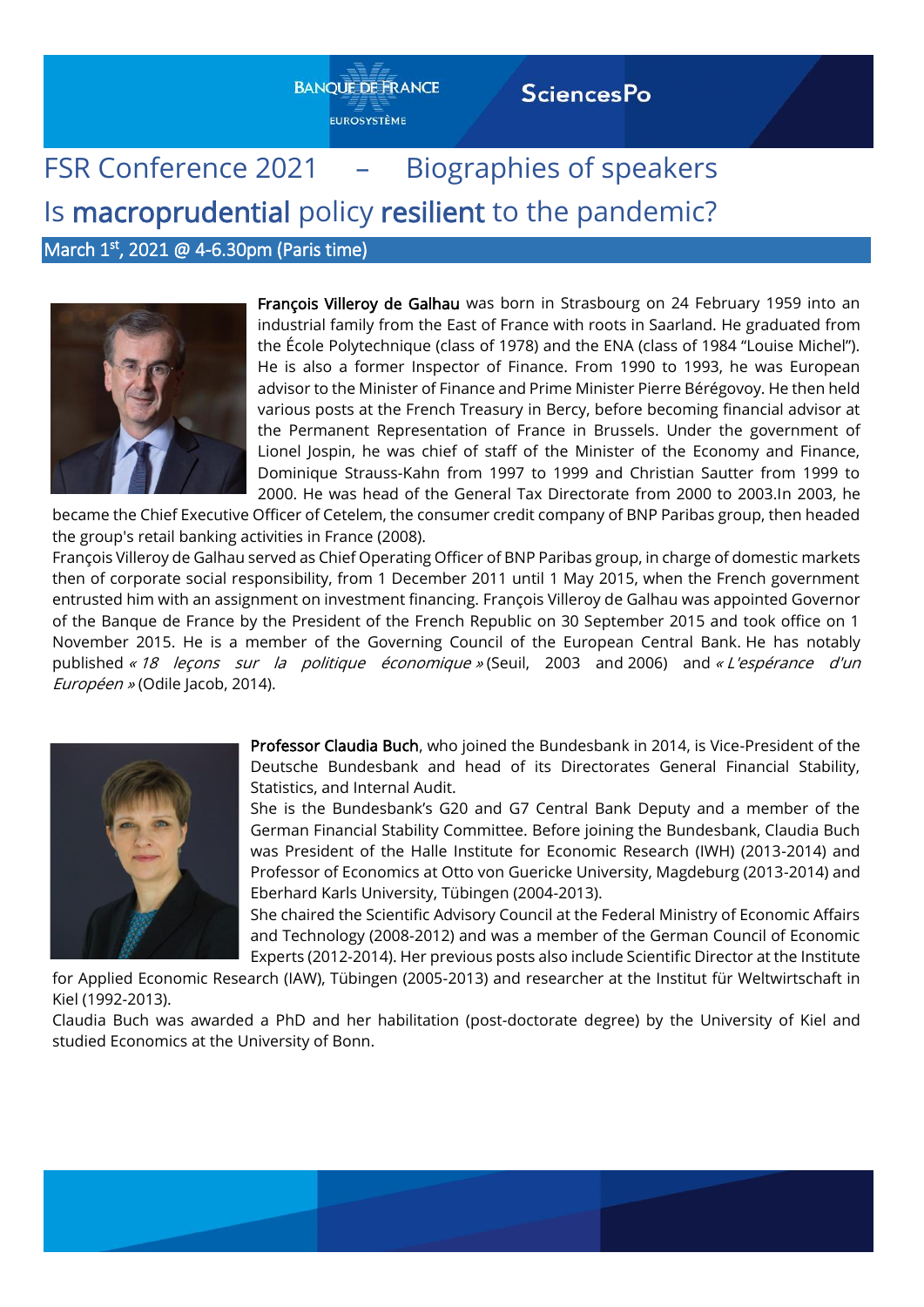# FSR Conference 2021 – Biographies of speakers

## Is **macroprudential** policy **resilient** to the pandemic?

March 1st, 2021 @ 4-6.30pm (Paris time)

**François Villeroy de Galhau** was born in Strasbourg on 24 February 1959 into an industrial family from the East of France with roots in Saarland. He graduated from the École Polytechnique (class of 1978) and the ENA (class of 1984 "Louise Michel"). He is also a former Inspector of Finance. From 1990 to 1993, he was European advisor to the Minister of Finance and Prime Minister Pierre Bérégovoy. He then held various posts at the French Treasury in Bercy, before becoming financial advisor at the Permanent Representation of France in Brussels. Under the government of Lionel Jospin, he was chief of staff of the Minister of the Economy and Finance, Dominique Strauss-Kahn from 1997 to 1999 and Christian Sautter from 1999 to 2000. He was head of the General Tax Directorate from 2000 to 2003.In 2003, he became the Chief Executive Officer of Cetelem, the consumer credit company of BNP Paribas group, then headed the group's retail banking activities in France (2008).

François Villeroy de Galhau served as Chief Operating Officer of BNP Paribas group, in charge of domestic markets then of corporate social responsibility, from 1 December 2011 until 1 May 2015, when the French government entrusted him with an assignment on investment financing. François Villeroy de Galhau was appointed Governor of the Banque de France by the President of the French Republic on 30 September 2015 and took office on 1 November 2015. He is a member of the Governing Council of the European Central Bank. He has notably published *« 18 leçons sur la politique économique »* (Seuil, 2003 and 2006) and *« L'espérance d'un Européen »* (Odile Jacob, 2014).

**Professor Claudia Buch**, who joined the Bundesbank in 2014, is Vice-President of the Deutsche Bundesbank and head of its Directorates General Financial Stability, Statistics, and Internal Audit.

She is the Bundesbank's G20 and G7 Central Bank Deputy and a member of the German Financial Stability Committee. Before joining the Bundesbank, Claudia Buch was President of the Halle Institute for Economic Research (IWH) (2013-2014) and Professor of Economics at Otto von Guericke University, Magdeburg (2013-2014) and Eberhard Karls University, Tübingen (2004-2013).

She chaired the Scientific Advisory Council at the Federal Ministry of Economic Affairs and Technology (2008-2012) and was a member of the German Council of Economic Experts (2012-2014). Her previous posts also include Scientific Director at the Institute for Applied Economic Research (IAW), Tübingen (2005-2013) and researcher at the Institut für Weltwirtschaft in Kiel (1992-2013).

Claudia Buch was awarded a PhD and her habilitation (post-doctorate degree) by the University of Kiel and studied Economics at the University of Bonn.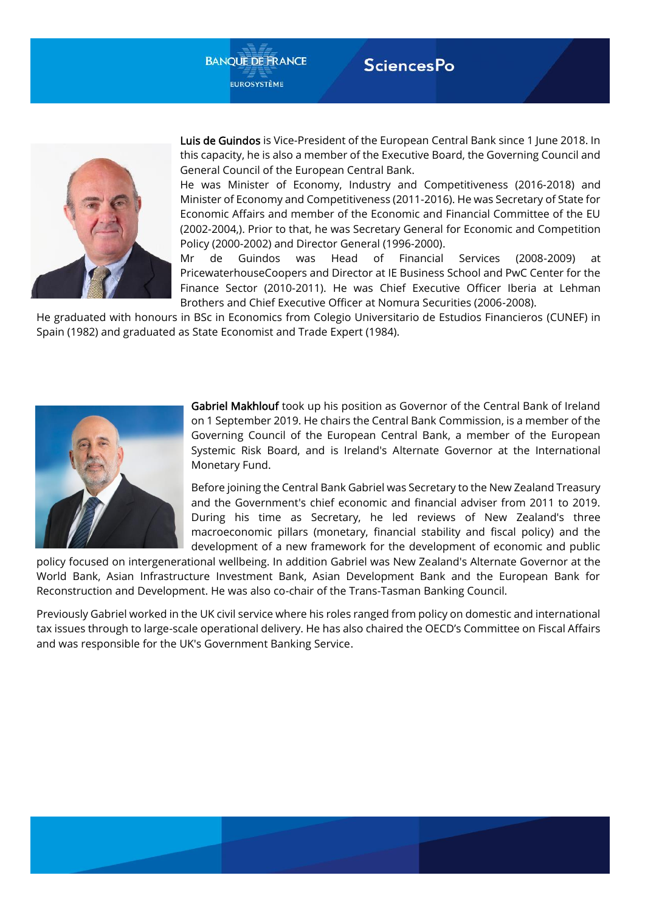**Luis de Guindos** is Vice-President of the European Central Bank since 1 June 2018. In this capacity, he is also a member of the Executive Board, the Governing Council and General Council of the European Central Bank.

He was Minister of Economy, Industry and Competitiveness (2016-2018) and Minister of Economy and Competitiveness (2011-2016). He was Secretary of State for Economic Affairs and member of the Economic and Financial Committee of the EU (2002-2004,). Prior to that, he was Secretary General for Economic and Competition Policy (2000-2002) and Director General (1996-2000).

Mr de Guindos was Head of Financial Services (2008-2009) at PricewaterhouseCoopers and Director at IE Business School and PwC Center for the Finance Sector (2010-2011). He was Chief Executive Officer Iberia at Lehman Brothers and Chief Executive Officer at Nomura Securities (2006-2008).

He graduated with honours in BSc in Economics from Colegio Universitario de Estudios Financieros (CUNEF) in Spain (1982) and graduated as State Economist and Trade Expert (1984).

**Gabriel Makhlouf** took up his position as Governor of the Central Bank of Ireland on 1 September 2019. He chairs the Central Bank Commission, is a member of the Governing Council of the European Central Bank, a member of the European Systemic Risk Board, and is Ireland's Alternate Governor at the International Monetary Fund.

Before joining the Central Bank Gabriel was Secretary to the New Zealand Treasury and the Government's chief economic and financial adviser from 2011 to 2019. During his time as Secretary, he led reviews of New Zealand's three macroeconomic pillars (monetary, financial stability and fiscal policy) and the development of a new framework for the development of economic and public policy focused on intergenerational wellbeing. In addition Gabriel was New Zealand's Alternate Governor at the World Bank, Asian Infrastructure Investment Bank, Asian Development Bank and the European Bank for Reconstruction and Development. He was also co-chair of the Trans-Tasman Banking Council.

Previously Gabriel worked in the UK civil service where his roles ranged from policy on domestic and international tax issues through to large-scale operational delivery. He has also chaired the OECD's Committee on Fiscal Affairs and was responsible for the UK's Government Banking Service.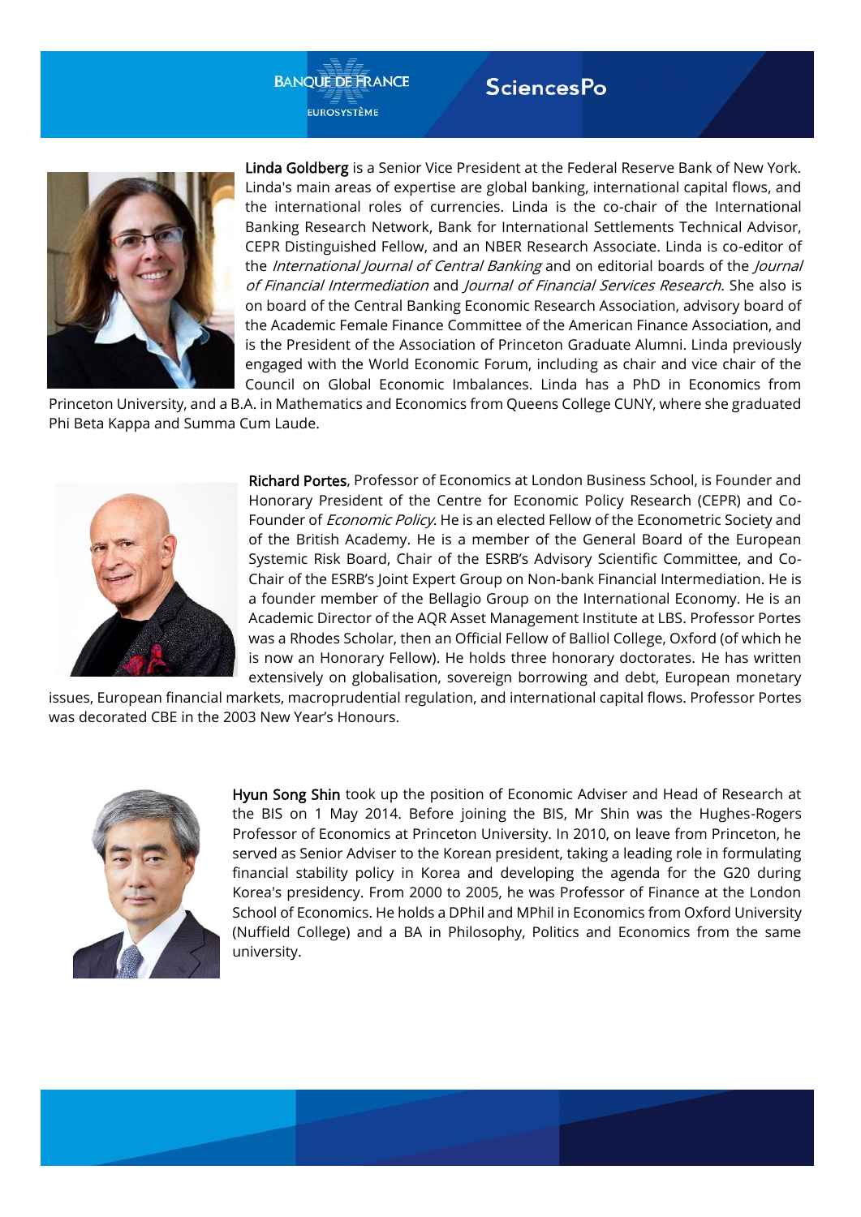**Linda Goldberg** is a Senior Vice President at the Federal Reserve Bank of New York. Linda's main areas of expertise are global banking, international capital flows, and the international roles of currencies. Linda is the co-chair of the International Banking Research Network, Bank for International Settlements Technical Advisor, CEPR Distinguished Fellow, and an NBER Research Associate. Linda is co-editor of the *International Journal of Central Banking* and on editorial boards of the *Journal of Financial Intermediation* and *Journal of Financial Services Research*. She also is on board of the Central Banking Economic Research Association, advisory board of the Academic Female Finance Committee of the American Finance Association, and is the President of the Association of Princeton Graduate Alumni. Linda previously engaged with the World Economic Forum, including as chair and vice chair of the Council on Global Economic Imbalances. Linda has a PhD in Economics from Princeton University, and a B.A. in Mathematics and Economics from Queens College CUNY, where she graduated Phi Beta Kappa and Summa Cum Laude.

**Richard Portes**, Professor of Economics at London Business School, is Founder and Honorary President of the Centre for Economic Policy Research (CEPR) and Co-Founder of *Economic Policy*. He is an elected Fellow of the Econometric Society and of the British Academy. He is a member of the General Board of the European Systemic Risk Board, Chair of the ESRB's Advisory Scientific Committee, and Co-Chair of the ESRB's Joint Expert Group on Non-bank Financial Intermediation. He is a founder member of the Bellagio Group on the International Economy. He is an Academic Director of the AQR Asset Management Institute at LBS. Professor Portes was a Rhodes Scholar, then an Official Fellow of Balliol College, Oxford (of which he is now an Honorary Fellow). He holds three honorary doctorates. He has written extensively on globalisation, sovereign borrowing and debt, European monetary issues, European financial markets, macroprudential regulation, and international capital flows. Professor Portes was decorated CBE in the 2003 New Year's Honours.

**Hyun Song Shin** took up the position of Economic Adviser and Head of Research at the BIS on 1 May 2014. Before joining the BIS, Mr Shin was the Hughes-Rogers Professor of Economics at Princeton University. In 2010, on leave from Princeton, he served as Senior Adviser to the Korean president, taking a leading role in formulating financial stability policy in Korea and developing the agenda for the G20 during Korea's presidency. From 2000 to 2005, he was Professor of Finance at the London School of Economics. He holds a DPhil and MPhil in Economics from Oxford University (Nuffield College) and a BA in Philosophy, Politics and Economics from the same university.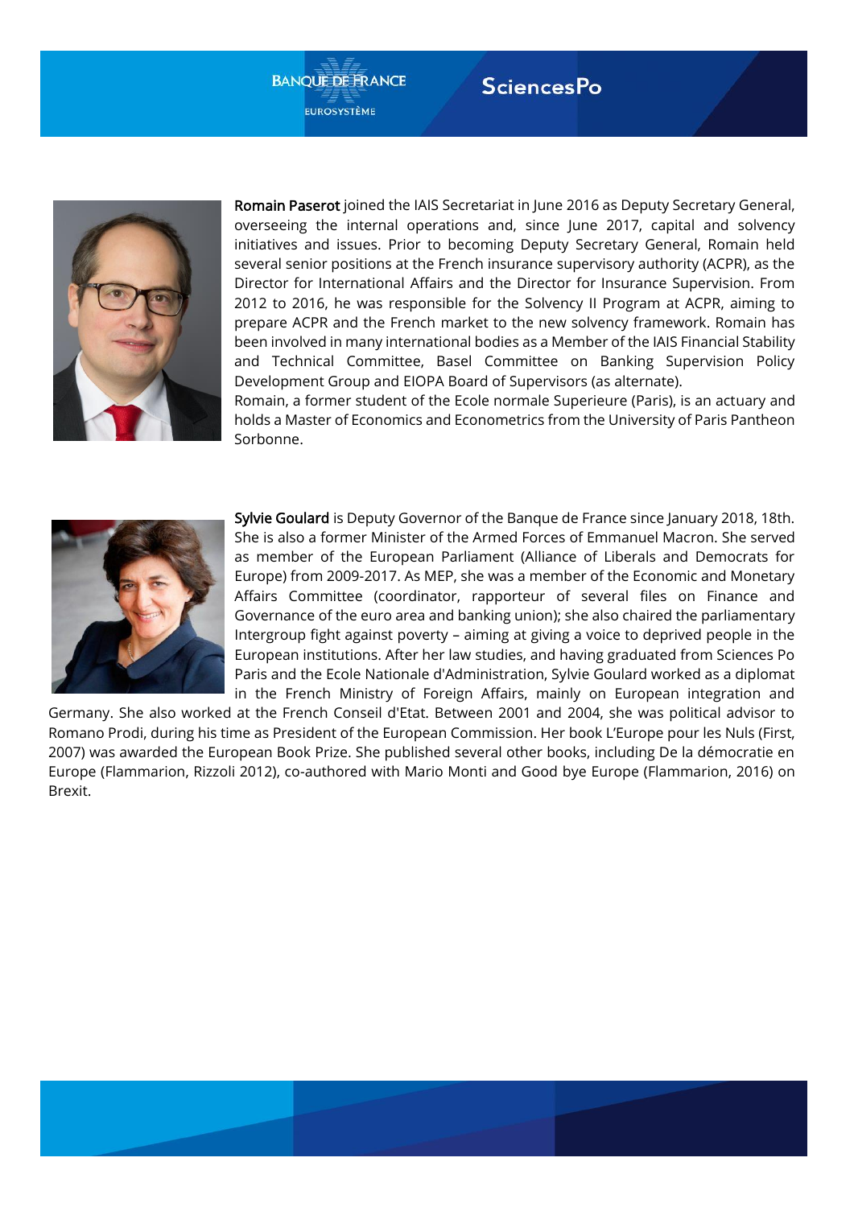**Romain Paserot** joined the IAIS Secretariat in June 2016 as Deputy Secretary General, overseeing the internal operations and, since June 2017, capital and solvency initiatives and issues. Prior to becoming Deputy Secretary General, Romain held several senior positions at the French insurance supervisory authority (ACPR), as the Director for International Affairs and the Director for Insurance Supervision. From 2012 to 2016, he was responsible for the Solvency II Program at ACPR, aiming to prepare ACPR and the French market to the new solvency framework. Romain has been involved in many international bodies as a Member of the IAIS Financial Stability and Technical Committee, Basel Committee on Banking Supervision Policy Development Group and EIOPA Board of Supervisors (as alternate).
Romain, a former student of the Ecole normale Superieure (Paris), is an actuary and holds a Master of Economics and Econometrics from the University of Paris Pantheon Sorbonne.

**Sylvie Goulard** is Deputy Governor of the Banque de France since January 2018, 18th. She is also a former Minister of the Armed Forces of Emmanuel Macron. She served as member of the European Parliament (Alliance of Liberals and Democrats for Europe) from 2009-2017. As MEP, she was a member of the Economic and Monetary Affairs Committee (coordinator, rapporteur of several files on Finance and Governance of the euro area and banking union); she also chaired the parliamentary Intergroup fight against poverty – aiming at giving a voice to deprived people in the European institutions. After her law studies, and having graduated from Sciences Po Paris and the Ecole Nationale d'Administration, Sylvie Goulard worked as a diplomat in the French Ministry of Foreign Affairs, mainly on European integration and Germany. She also worked at the French Conseil d'Etat. Between 2001 and 2004, she was political advisor to Romano Prodi, during his time as President of the European Commission. Her book L'Europe pour les Nuls (First, 2007) was awarded the European Book Prize. She published several other books, including De la démocratie en Europe (Flammarion, Rizzoli 2012), co-authored with Mario Monti and Good bye Europe (Flammarion, 2016) on Brexit.